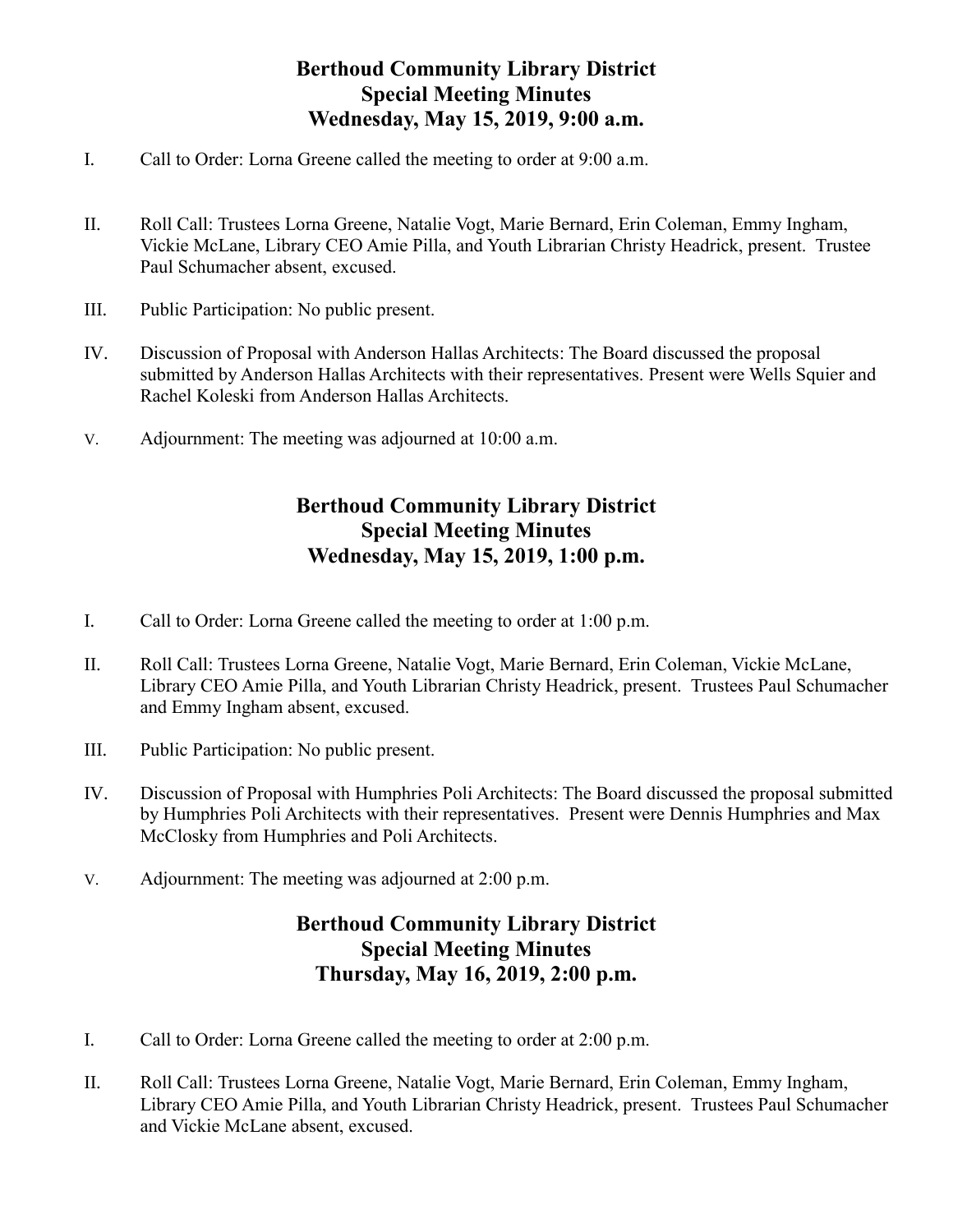# Berthoud Community Library District
## Special Meeting Minutes
## Wednesday, May 15, 2019, 9:00 a.m.

I. Call to Order: Lorna Greene called the meeting to order at 9:00 a.m.

II. Roll Call: Trustees Lorna Greene, Natalie Vogt, Marie Bernard, Erin Coleman, Emmy Ingham, Vickie McLane, Library CEO Amie Pilla, and Youth Librarian Christy Headrick, present. Trustee Paul Schumacher absent, excused.

III. Public Participation: No public present.

IV. Discussion of Proposal with Anderson Hallas Architects: The Board discussed the proposal submitted by Anderson Hallas Architects with their representatives. Present were Wells Squier and Rachel Koleski from Anderson Hallas Architects.

V. Adjournment: The meeting was adjourned at 10:00 a.m.

# Berthoud Community Library District
## Special Meeting Minutes
## Wednesday, May 15, 2019, 1:00 p.m.

I. Call to Order: Lorna Greene called the meeting to order at 1:00 p.m.

II. Roll Call: Trustees Lorna Greene, Natalie Vogt, Marie Bernard, Erin Coleman, Vickie McLane, Library CEO Amie Pilla, and Youth Librarian Christy Headrick, present. Trustees Paul Schumacher and Emmy Ingham absent, excused.

III. Public Participation: No public present.

IV. Discussion of Proposal with Humphries Poli Architects: The Board discussed the proposal submitted by Humphries Poli Architects with their representatives. Present were Dennis Humphries and Max McClosky from Humphries and Poli Architects.

V. Adjournment: The meeting was adjourned at 2:00 p.m.

# Berthoud Community Library District
## Special Meeting Minutes
## Thursday, May 16, 2019, 2:00 p.m.

I. Call to Order: Lorna Greene called the meeting to order at 2:00 p.m.

II. Roll Call: Trustees Lorna Greene, Natalie Vogt, Marie Bernard, Erin Coleman, Emmy Ingham, Library CEO Amie Pilla, and Youth Librarian Christy Headrick, present. Trustees Paul Schumacher and Vickie McLane absent, excused.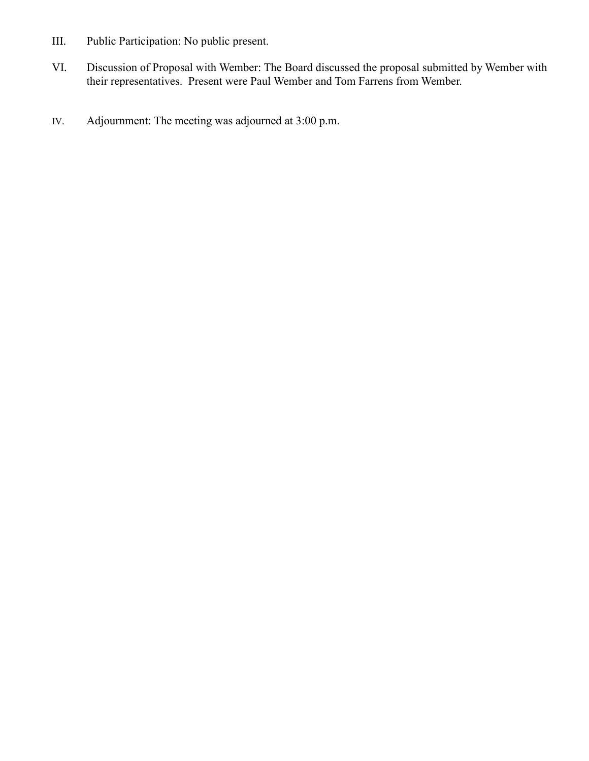III. Public Participation: No public present.

VI. Discussion of Proposal with Wember: The Board discussed the proposal submitted by Wember with their representatives. Present were Paul Wember and Tom Farrens from Wember.

IV. Adjournment: The meeting was adjourned at 3:00 p.m.